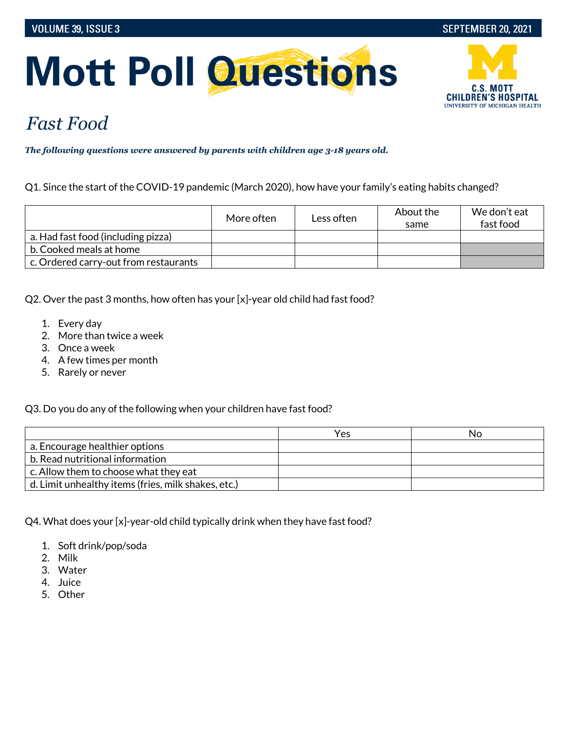# Mott Poll Questions

## Fast Food

***The following questions were answered by parents with children age 3-18 years old.***

Q1. Since the start of the COVID-19 pandemic (March 2020), how have your family's eating habits changed?

| | More often | Less often | About the same | We don't eat fast food |
|---|---|---|---|---|
| a. Had fast food (including pizza) | | | | |
| b. Cooked meals at home | | | | |
| c. Ordered carry-out from restaurants | | | | |

Q2. Over the past 3 months, how often has your [x]-year old child had fast food?

1. Every day
2. More than twice a week
3. Once a week
4. A few times per month
5. Rarely or never

Q3. Do you do any of the following when your children have fast food?

| | Yes | No |
|---|---|---|
| a. Encourage healthier options | | |
| b. Read nutritional information | | |
| c. Allow them to choose what they eat | | |
| d. Limit unhealthy items (fries, milk shakes, etc.) | | |

Q4. What does your [x]-year-old child typically drink when they have fast food?

1. Soft drink/pop/soda
2. Milk
3. Water
4. Juice
5. Other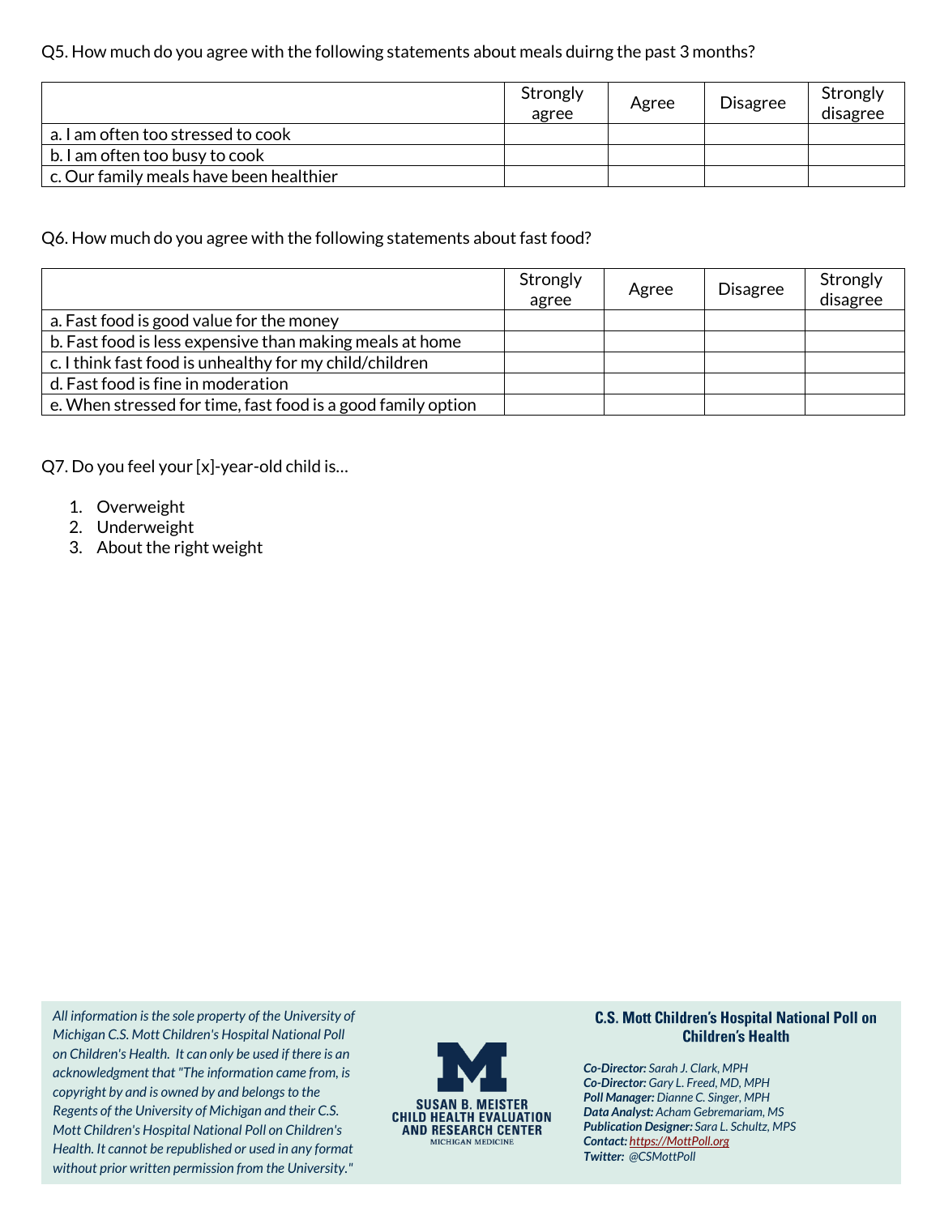Q5. How much do you agree with the following statements about meals duirng the past 3 months?

| | Strongly agree | Agree | Disagree | Strongly disagree |
|---|---|---|---|---|
| a. I am often too stressed to cook | | | | |
| b. I am often too busy to cook | | | | |
| c. Our family meals have been healthier | | | | |

Q6. How much do you agree with the following statements about fast food?

| | Strongly agree | Agree | Disagree | Strongly disagree |
|---|---|---|---|---|
| a. Fast food is good value for the money | | | | |
| b. Fast food is less expensive than making meals at home | | | | |
| c. I think fast food is unhealthy for my child/children | | | | |
| d. Fast food is fine in moderation | | | | |
| e. When stressed for time, fast food is a good family option | | | | |

Q7. Do you feel your [x]-year-old child is…

1. Overweight
2. Underweight
3. About the right weight

*All information is the sole property of the University of Michigan C.S. Mott Children's Hospital National Poll on Children's Health. It can only be used if there is an acknowledgment that "The information came from, is copyright by and is owned by and belongs to the Regents of the University of Michigan and their C.S. Mott Children's Hospital National Poll on Children's Health. It cannot be republished or used in any format without prior written permission from the University."*

SUSAN B. MEISTER CHILD HEALTH EVALUATION AND RESEARCH CENTER
MICHIGAN MEDICINE

**C.S. Mott Children's Hospital National Poll on Children's Health**

***Co-Director:*** *Sarah J. Clark, MPH*
***Co-Director:*** *Gary L. Freed, MD, MPH*
***Poll Manager:*** *Dianne C. Singer, MPH*
***Data Analyst:*** *Acham Gebremariam, MS*
***Publication Designer:*** *Sara L. Schultz, MPS*
***Contact:*** *https://MottPoll.org*
***Twitter:*** *@CSMottPoll*